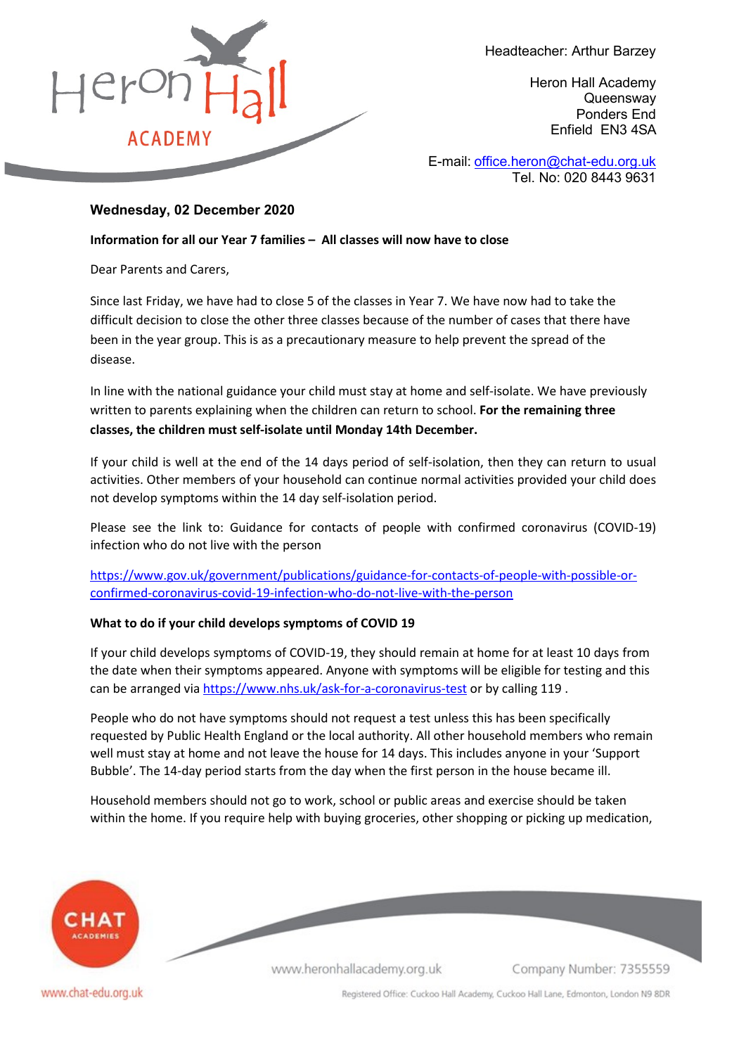Headteacher: Arthur Barzey

Heron Hall Academy
Queensway
Ponders End
Enfield EN3 4SA

E-mail: office.heron@chat-edu.org.uk
Tel. No: 020 8443 9631

**Wednesday, 02 December 2020**

**Information for all our Year 7 families – All classes will now have to close**

Dear Parents and Carers,

Since last Friday, we have had to close 5 of the classes in Year 7. We have now had to take the difficult decision to close the other three classes because of the number of cases that there have been in the year group. This is as a precautionary measure to help prevent the spread of the disease.

In line with the national guidance your child must stay at home and self-isolate. We have previously written to parents explaining when the children can return to school. **For the remaining three classes, the children must self-isolate until Monday 14th December.**

If your child is well at the end of the 14 days period of self-isolation, then they can return to usual activities. Other members of your household can continue normal activities provided your child does not develop symptoms within the 14 day self-isolation period.

Please see the link to: Guidance for contacts of people with confirmed coronavirus (COVID-19) infection who do not live with the person

https://www.gov.uk/government/publications/guidance-for-contacts-of-people-with-possible-or-confirmed-coronavirus-covid-19-infection-who-do-not-live-with-the-person

**What to do if your child develops symptoms of COVID 19**

If your child develops symptoms of COVID-19, they should remain at home for at least 10 days from the date when their symptoms appeared. Anyone with symptoms will be eligible for testing and this can be arranged via https://www.nhs.uk/ask-for-a-coronavirus-test or by calling 119 .

People who do not have symptoms should not request a test unless this has been specifically requested by Public Health England or the local authority. All other household members who remain well must stay at home and not leave the house for 14 days. This includes anyone in your 'Support Bubble'. The 14-day period starts from the day when the first person in the house became ill.

Household members should not go to work, school or public areas and exercise should be taken within the home. If you require help with buying groceries, other shopping or picking up medication,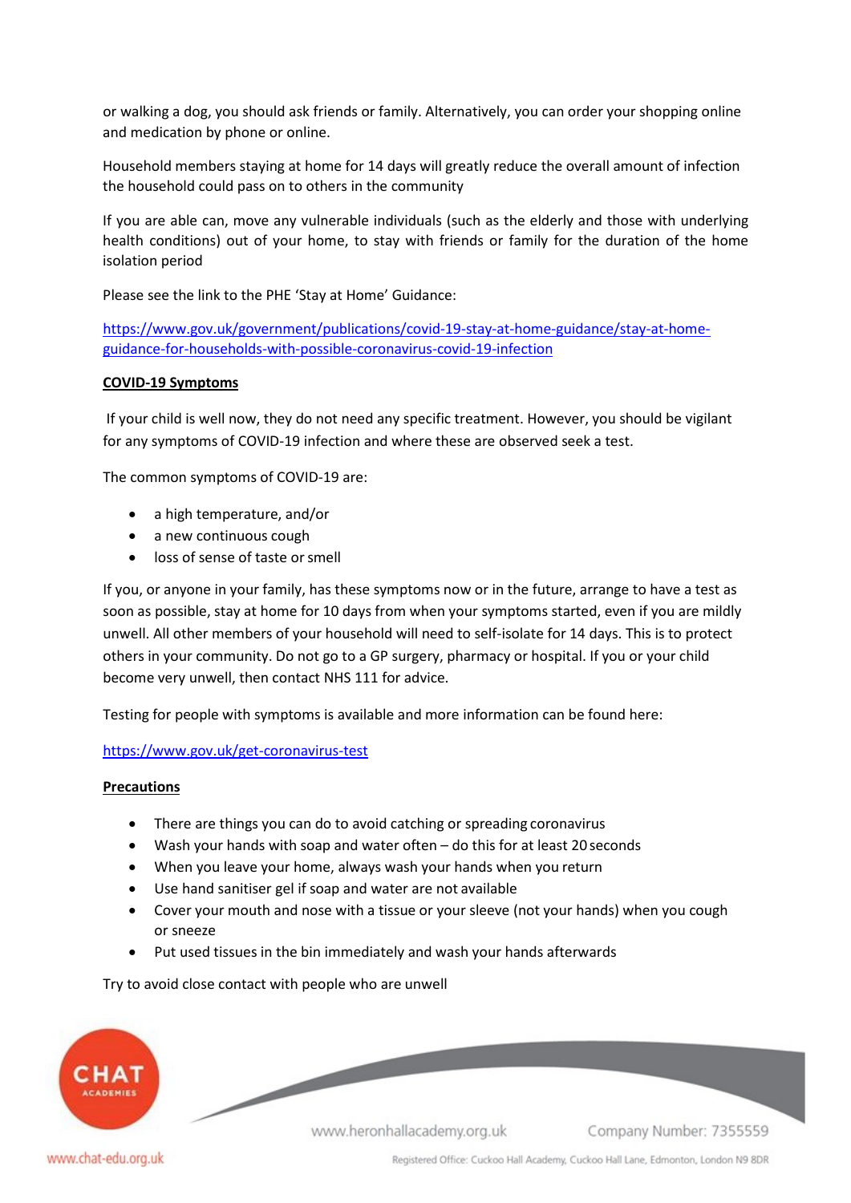or walking a dog, you should ask friends or family. Alternatively, you can order your shopping online and medication by phone or online.

Household members staying at home for 14 days will greatly reduce the overall amount of infection the household could pass on to others in the community

If you are able can, move any vulnerable individuals (such as the elderly and those with underlying health conditions) out of your home, to stay with friends or family for the duration of the home isolation period

Please see the link to the PHE 'Stay at Home' Guidance:

https://www.gov.uk/government/publications/covid-19-stay-at-home-guidance/stay-at-home-guidance-for-households-with-possible-coronavirus-covid-19-infection

**COVID-19 Symptoms**

If your child is well now, they do not need any specific treatment. However, you should be vigilant for any symptoms of COVID-19 infection and where these are observed seek a test.

The common symptoms of COVID-19 are:

- a high temperature, and/or
- a new continuous cough
- loss of sense of taste or smell

If you, or anyone in your family, has these symptoms now or in the future, arrange to have a test as soon as possible, stay at home for 10 days from when your symptoms started, even if you are mildly unwell. All other members of your household will need to self-isolate for 14 days. This is to protect others in your community. Do not go to a GP surgery, pharmacy or hospital. If you or your child become very unwell, then contact NHS 111 for advice.

Testing for people with symptoms is available and more information can be found here:

https://www.gov.uk/get-coronavirus-test

**Precautions**

- There are things you can do to avoid catching or spreading coronavirus
- Wash your hands with soap and water often – do this for at least 20 seconds
- When you leave your home, always wash your hands when you return
- Use hand sanitiser gel if soap and water are not available
- Cover your mouth and nose with a tissue or your sleeve (not your hands) when you cough or sneeze
- Put used tissues in the bin immediately and wash your hands afterwards

Try to avoid close contact with people who are unwell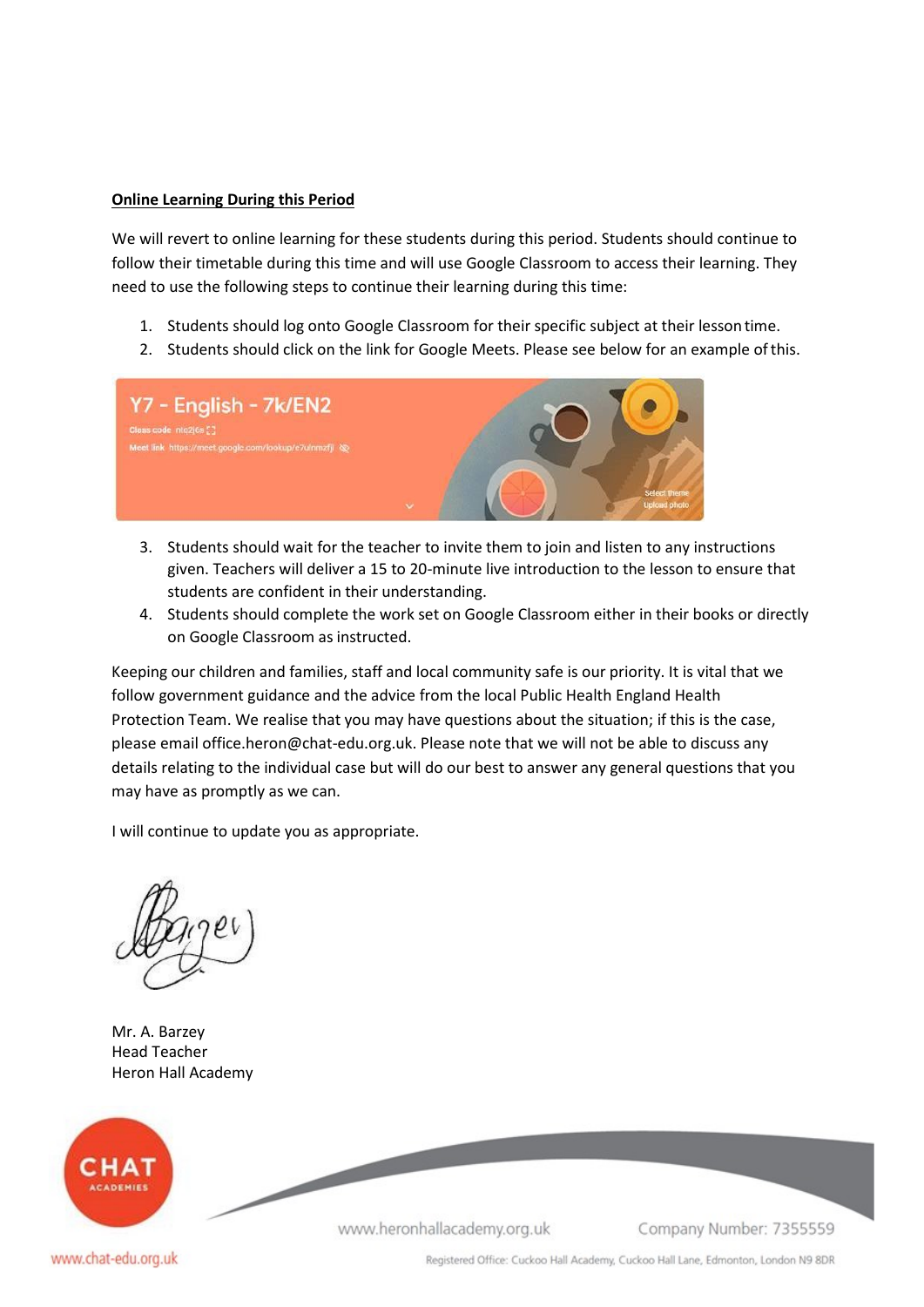**Online Learning During this Period**

We will revert to online learning for these students during this period. Students should continue to follow their timetable during this time and will use Google Classroom to access their learning. They need to use the following steps to continue their learning during this time:

1. Students should log onto Google Classroom for their specific subject at their lesson time.
2. Students should click on the link for Google Meets. Please see below for an example of this.
3. Students should wait for the teacher to invite them to join and listen to any instructions given. Teachers will deliver a 15 to 20-minute live introduction to the lesson to ensure that students are confident in their understanding.
4. Students should complete the work set on Google Classroom either in their books or directly on Google Classroom as instructed.

Keeping our children and families, staff and local community safe is our priority. It is vital that we follow government guidance and the advice from the local Public Health England Health Protection Team. We realise that you may have questions about the situation; if this is the case, please email office.heron@chat-edu.org.uk. Please note that we will not be able to discuss any details relating to the individual case but will do our best to answer any general questions that you may have as promptly as we can.

I will continue to update you as appropriate.

Mr. A. Barzey
Head Teacher
Heron Hall Academy

www.heronhallacademy.org.uk Company Number: 7355559

www.chat-edu.org.uk Registered Office: Cuckoo Hall Academy, Cuckoo Hall Lane, Edmonton, London N9 8DR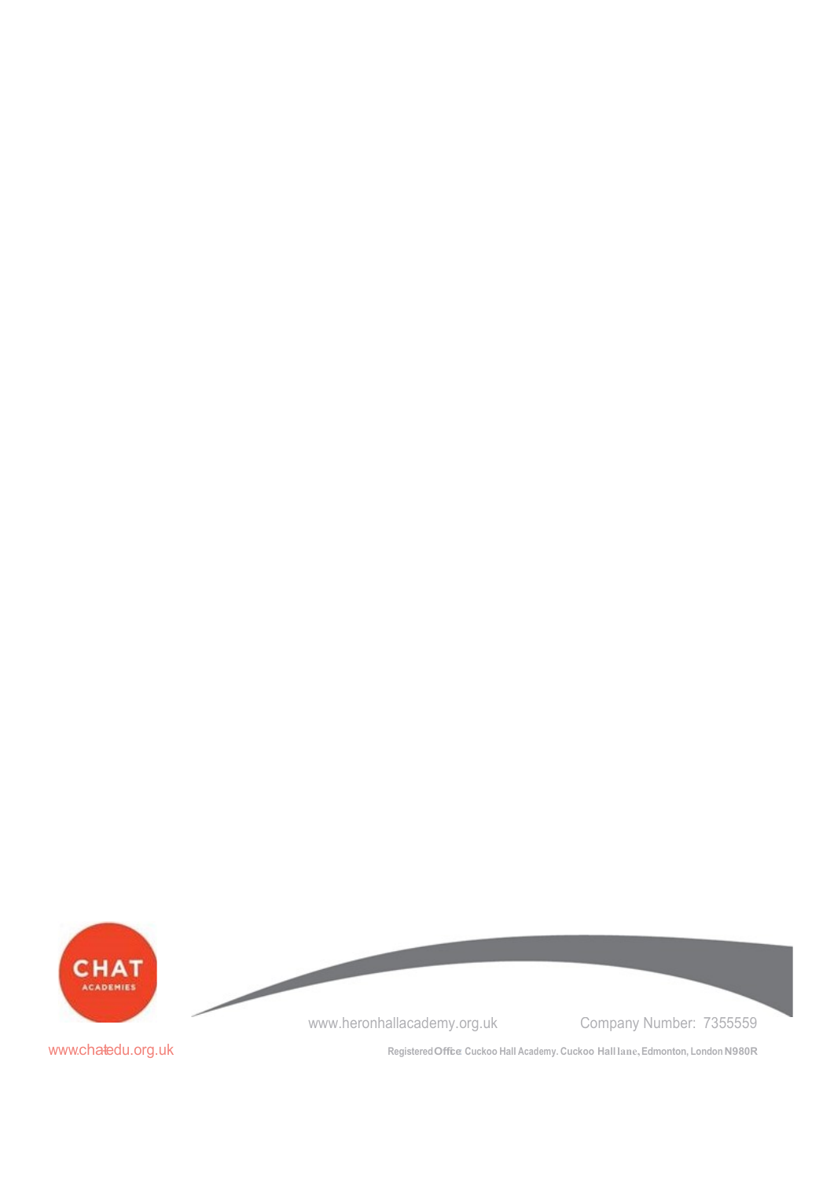CHAT ACADEMIES

www.heronhallacademy.org.uk Company Number: 7355559

www.chatedu.org.uk

Registered Office Cuckoo Hall Academy. Cuckoo Hall lane, Edmonton, London N980R